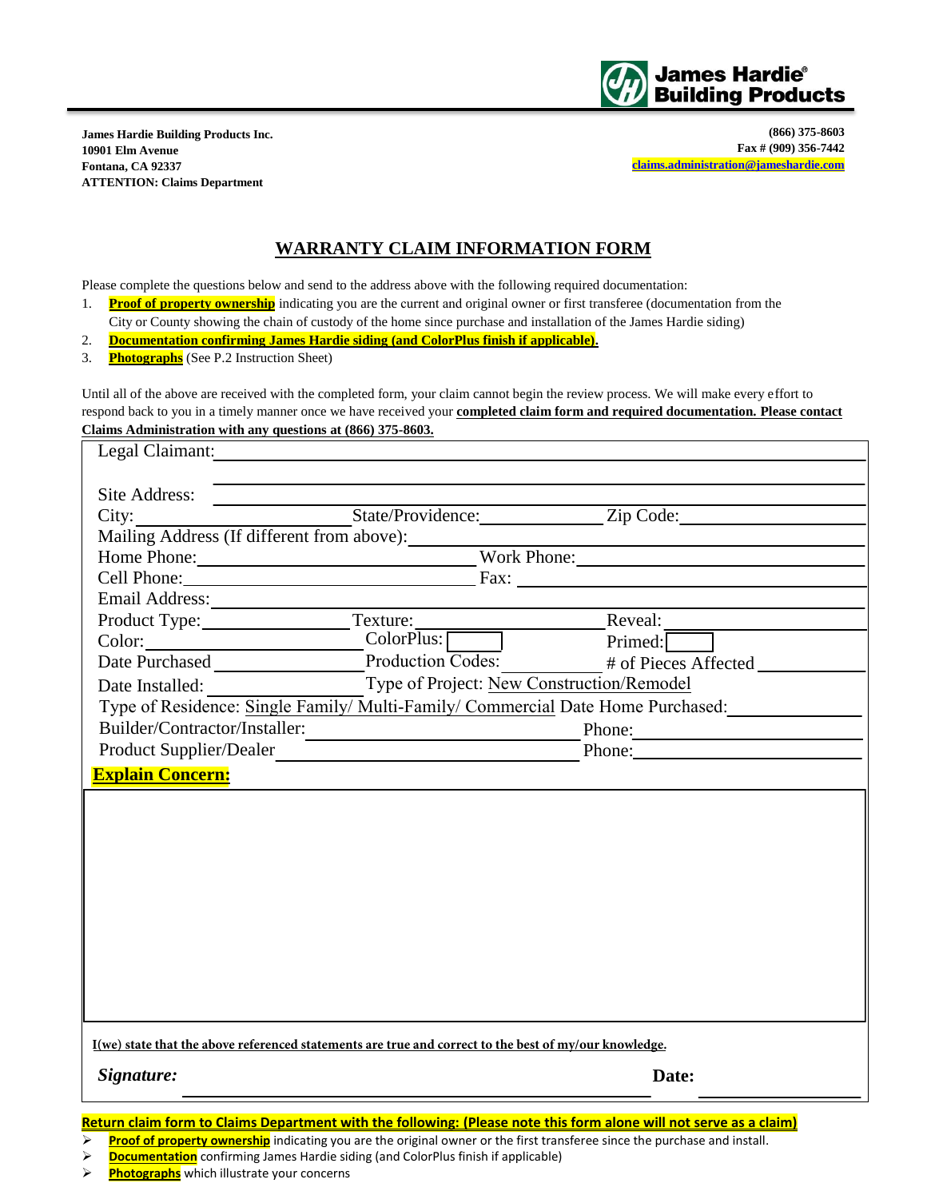**James Hardie® Building Products**

**James Hardie Building Products Inc.**
**10901 Elm Avenue**
**Fontana, CA 92337**
**ATTENTION: Claims Department**

**(866) 375-8603**
**Fax # (909) 356-7442**
**claims.administration@jameshardie.com**

# WARRANTY CLAIM INFORMATION FORM

Please complete the questions below and send to the address above with the following required documentation:

1. **Proof of property ownership** indicating you are the current and original owner or first transferee (documentation from the City or County showing the chain of custody of the home since purchase and installation of the James Hardie siding)
2. **Documentation confirming James Hardie siding (and ColorPlus finish if applicable).**
3. **Photographs** (See P.2 Instruction Sheet)

Until all of the above are received with the completed form, your claim cannot begin the review process. We will make every effort to respond back to you in a timely manner once we have received your **completed claim form and required documentation. Please contact Claims Administration with any questions at (866) 375-8603.**

Legal Claimant: ______________________________

Site Address: ______________________________

City: __________ State/Providence: __________ Zip Code: __________

Mailing Address (If different from above): ______________________________

Home Phone: __________ Work Phone: __________

Cell Phone: __________ Fax: __________

Email Address: ______________________________

Product Type: __________ Texture: __________ Reveal: __________

Color: __________ ColorPlus: ☐ Primed: ☐

Date Purchased __________ Production Codes: __________ # of Pieces Affected __________

Date Installed: __________ Type of Project: New Construction/Remodel

Type of Residence: Single Family/ Multi-Family/ Commercial Date Home Purchased: __________

Builder/Contractor/Installer: __________ Phone: __________

Product Supplier/Dealer __________ Phone: __________

**Explain Concern:**

&nbsp;

**I(we) state that the above referenced statements are true and correct to the best of my/our knowledge.**

***Signature:*** ______________________________ **Date:** __________

**Return claim form to Claims Department with the following: (Please note this form alone will not serve as a claim)**

- **Proof of property ownership** indicating you are the original owner or the first transferee since the purchase and install.
- **Documentation** confirming James Hardie siding (and ColorPlus finish if applicable)
- **Photographs** which illustrate your concerns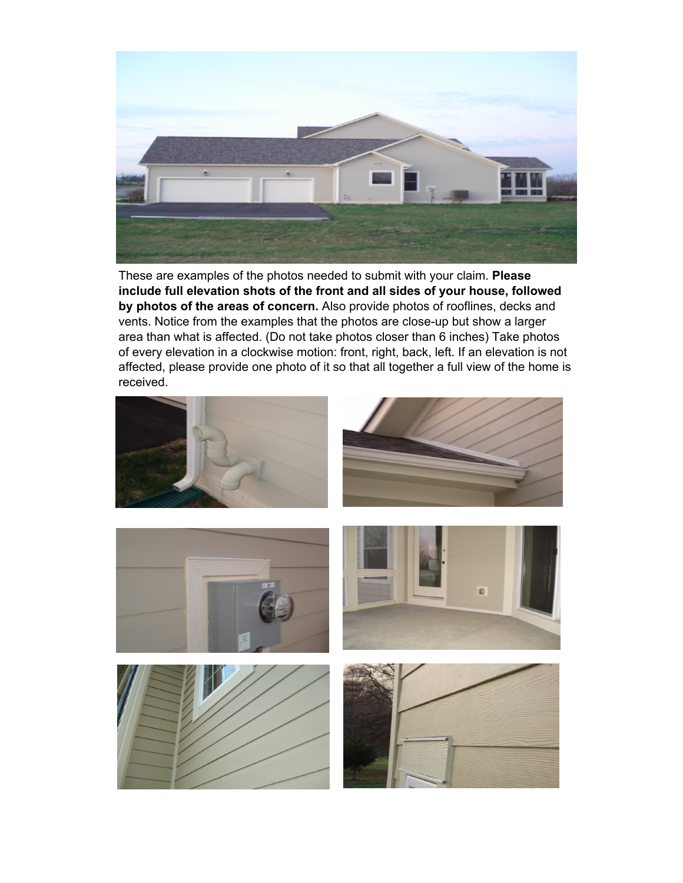These are examples of the photos needed to submit with your claim. **Please include full elevation shots of the front and all sides of your house, followed by photos of the areas of concern.** Also provide photos of rooflines, decks and vents. Notice from the examples that the photos are close-up but show a larger area than what is affected. (Do not take photos closer than 6 inches) Take photos of every elevation in a clockwise motion: front, right, back, left. If an elevation is not affected, please provide one photo of it so that all together a full view of the home is received.